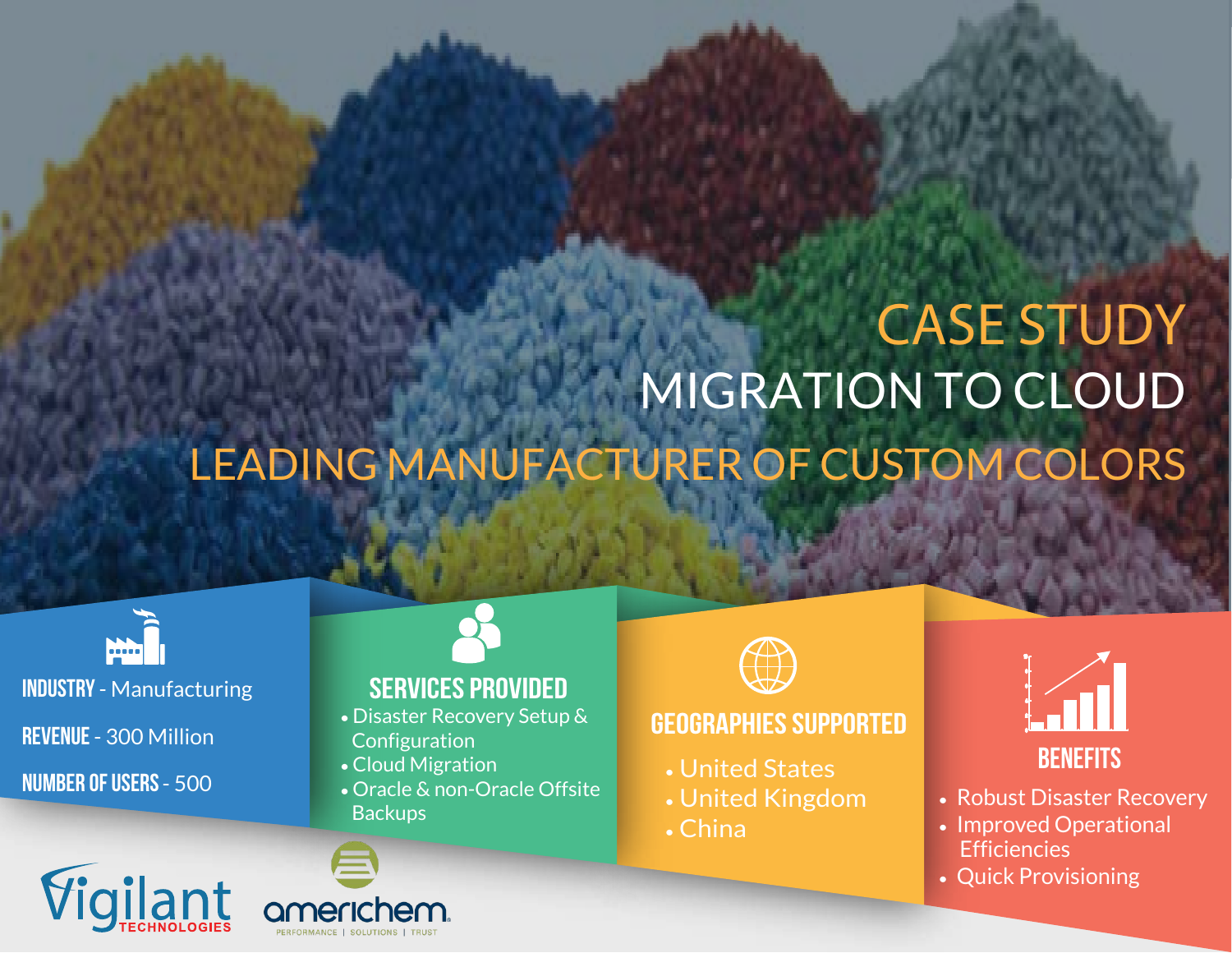# CASE STUDY

## MIGRATION TO CLOUD

## LEADING MANUFACTURER OF CUSTOM COLORS

**INDUSTRY** - Manufacturing

**REVENUE** - 300 Million

**NUMBER OF USERS** - 500

### SERVICES PROVIDED

- Disaster Recovery Setup & Configuration
- Cloud Migration
- Oracle & non-Oracle Offsite Backups

### GEOGRAPHIES SUPPORTED

- United States
- United Kingdom
- China

### BENEFITS

- Robust Disaster Recovery
- Improved Operational Efficiencies
- Quick Provisioning

Vigilant TECHNOLOGIES

americhem PERFORMANCE | SOLUTIONS | TRUST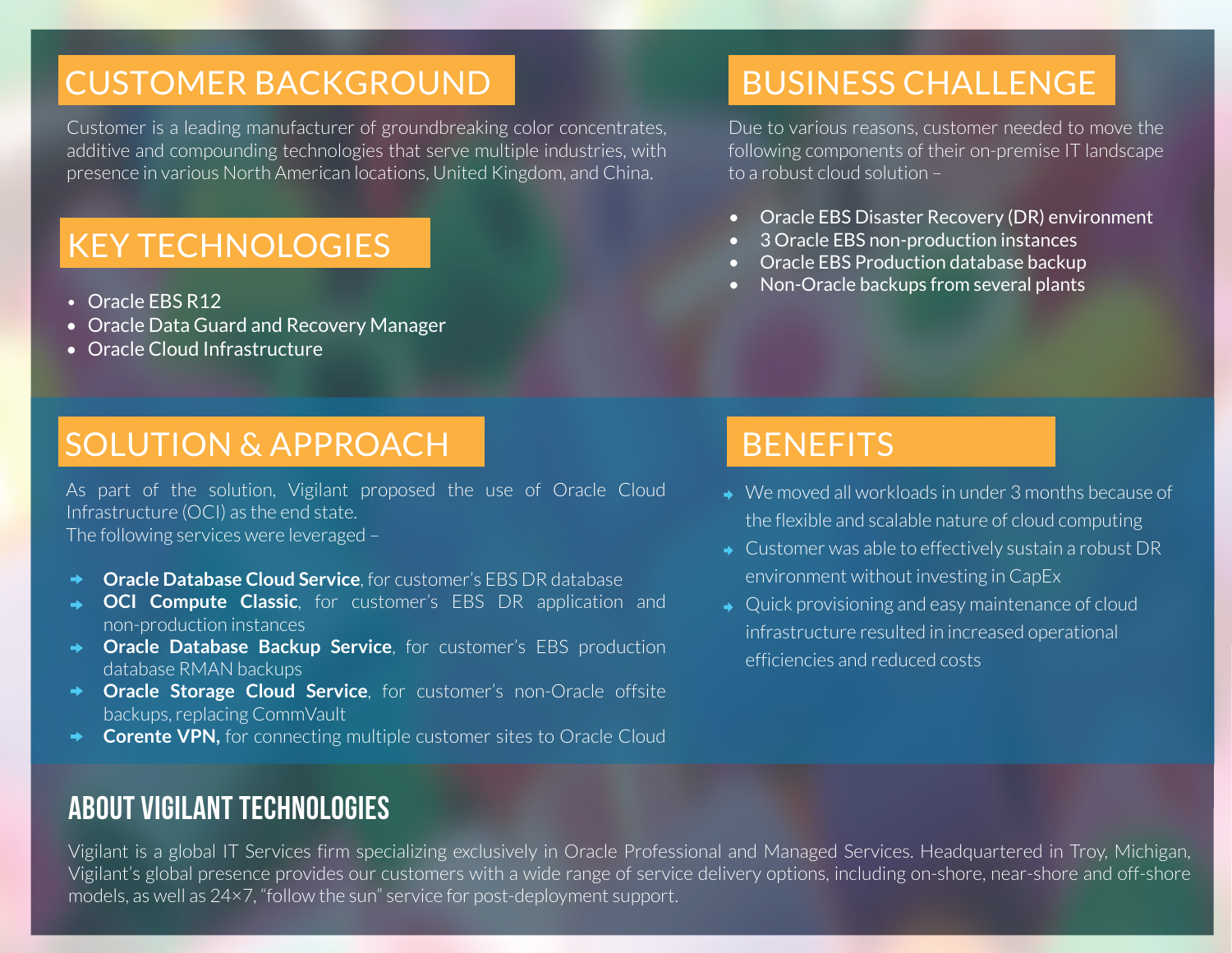## CUSTOMER BACKGROUND

Customer is a leading manufacturer of groundbreaking color concentrates, additive and compounding technologies that serve multiple industries, with presence in various North American locations, United Kingdom, and China.

## KEY TECHNOLOGIES

- Oracle EBS R12
- Oracle Data Guard and Recovery Manager
- Oracle Cloud Infrastructure

## BUSINESS CHALLENGE

Due to various reasons, customer needed to move the following components of their on-premise IT landscape to a robust cloud solution –

- Oracle EBS Disaster Recovery (DR) environment
- 3 Oracle EBS non-production instances
- Oracle EBS Production database backup
- Non-Oracle backups from several plants

## SOLUTION & APPROACH

As part of the solution, Vigilant proposed the use of Oracle Cloud Infrastructure (OCI) as the end state.
The following services were leveraged –

- **Oracle Database Cloud Service**, for customer's EBS DR database
- **OCI Compute Classic**, for customer's EBS DR application and non-production instances
- **Oracle Database Backup Service**, for customer's EBS production database RMAN backups
- **Oracle Storage Cloud Service**, for customer's non-Oracle offsite backups, replacing CommVault
- **Corente VPN,** for connecting multiple customer sites to Oracle Cloud

## BENEFITS

- We moved all workloads in under 3 months because of the flexible and scalable nature of cloud computing
- Customer was able to effectively sustain a robust DR environment without investing in CapEx
- Quick provisioning and easy maintenance of cloud infrastructure resulted in increased operational efficiencies and reduced costs

## ABOUT VIGILANT TECHNOLOGIES

Vigilant is a global IT Services firm specializing exclusively in Oracle Professional and Managed Services. Headquartered in Troy, Michigan, Vigilant's global presence provides our customers with a wide range of service delivery options, including on-shore, near-shore and off-shore models, as well as 24×7, "follow the sun" service for post-deployment support.